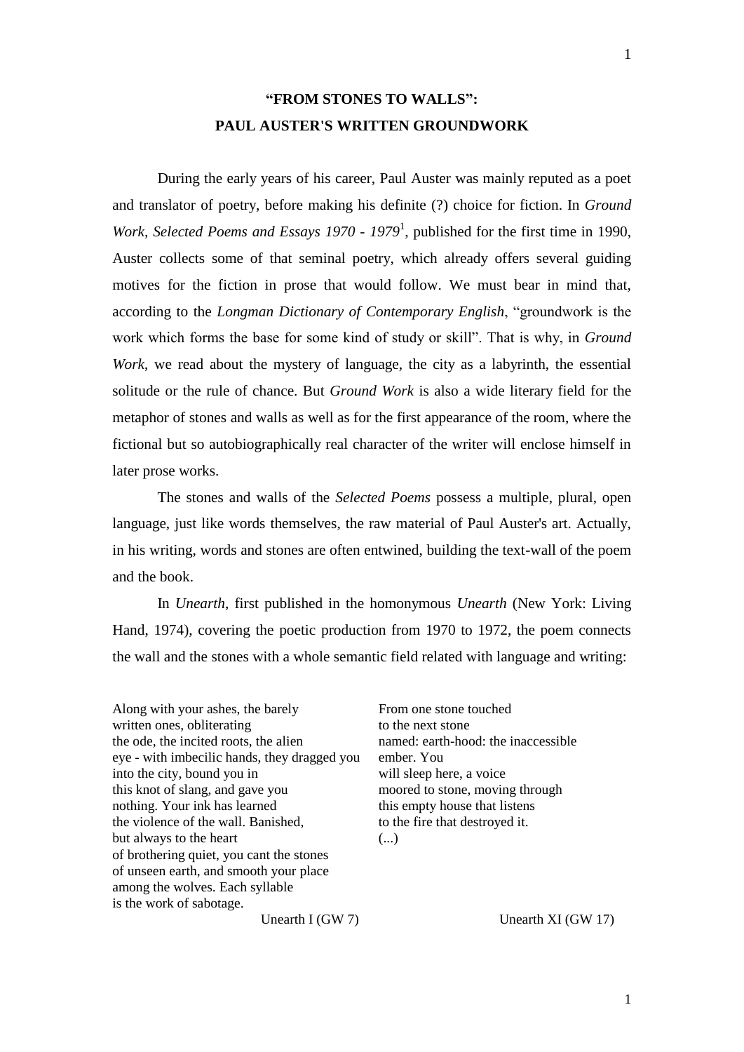# "FROM STONES TO WALLS": PAUL AUSTER'S WRITTEN GROUNDWORK

During the early years of his career, Paul Auster was mainly reputed as a poet and translator of poetry, before making his definite (?) choice for fiction. In *Ground Work, Selected Poems and Essays 1970 - 1979*[1], published for the first time in 1990, Auster collects some of that seminal poetry, which already offers several guiding motives for the fiction in prose that would follow. We must bear in mind that, according to the *Longman Dictionary of Contemporary English*, "groundwork is the work which forms the base for some kind of study or skill". That is why, in *Ground Work*, we read about the mystery of language, the city as a labyrinth, the essential solitude or the rule of chance. But *Ground Work* is also a wide literary field for the metaphor of stones and walls as well as for the first appearance of the room, where the fictional but so autobiographically real character of the writer will enclose himself in later prose works.

The stones and walls of the *Selected Poems* possess a multiple, plural, open language, just like words themselves, the raw material of Paul Auster's art. Actually, in his writing, words and stones are often entwined, building the text-wall of the poem and the book.

In *Unearth*, first published in the homonymous *Unearth* (New York: Living Hand, 1974), covering the poetic production from 1970 to 1972, the poem connects the wall and the stones with a whole semantic field related with language and writing:

Along with your ashes, the barely  
written ones, obliterating  
the ode, the incited roots, the alien  
eye - with imbecilic hands, they dragged you  
into the city, bound you in  
this knot of slang, and gave you  
nothing. Your ink has learned  
the violence of the wall. Banished,  
but always to the heart  
of brothering quiet, you cant the stones  
of unseen earth, and smooth your place  
among the wolves. Each syllable  
is the work of sabotage.

Unearth I (GW 7)

From one stone touched  
to the next stone  
named: earth-hood: the inaccessible  
ember. You  
will sleep here, a voice  
moored to stone, moving through  
this empty house that listens  
to the fire that destroyed it.  
(...)

Unearth XI (GW 17)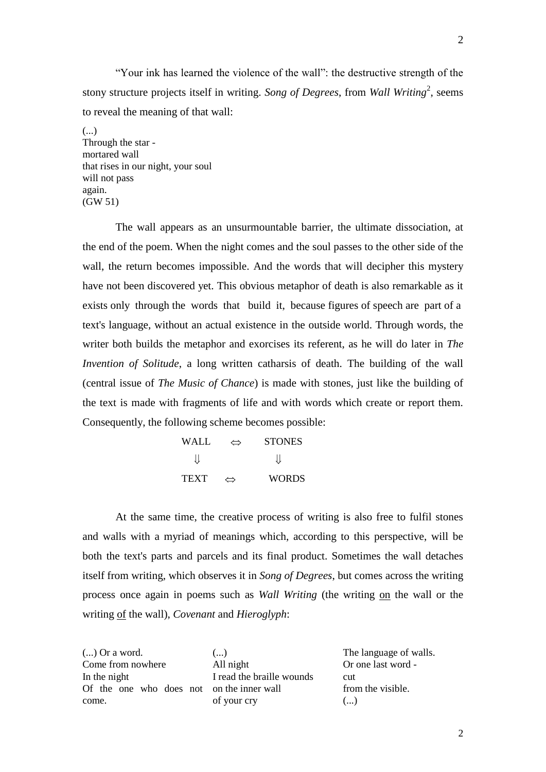"Your ink has learned the violence of the wall": the destructive strength of the stony structure projects itself in writing. *Song of Degrees*, from *Wall Writing*[2], seems to reveal the meaning of that wall:

(...)
Through the star -
mortared wall
that rises in our night, your soul
will not pass
again.
(GW 51)

The wall appears as an unsurmountable barrier, the ultimate dissociation, at the end of the poem. When the night comes and the soul passes to the other side of the wall, the return becomes impossible. And the words that will decipher this mystery have not been discovered yet. This obvious metaphor of death is also remarkable as it exists only through the words that build it, because figures of speech are part of a text's language, without an actual existence in the outside world. Through words, the writer both builds the metaphor and exorcises its referent, as he will do later in *The Invention of Solitude*, a long written catharsis of death. The building of the wall (central issue of *The Music of Chance*) is made with stones, just like the building of the text is made with fragments of life and with words which create or report them. Consequently, the following scheme becomes possible:

| WALL | ⇔ | STONES |
|---|---|---|
| ⇓ | | ⇓ |
| TEXT | ⇔ | WORDS |

At the same time, the creative process of writing is also free to fulfil stones and walls with a myriad of meanings which, according to this perspective, will be both the text's parts and parcels and its final product. Sometimes the wall detaches itself from writing, which observes it in *Song of Degrees*, but comes across the writing process once again in poems such as *Wall Writing* (the writing <u>on</u> the wall or the writing <u>of</u> the wall), *Covenant* and *Hieroglyph*:

(...) Or a word.
Come from nowhere
In the night
Of the one who does not come.

(...)
All night
I read the braille wounds
on the inner wall
of your cry

The language of walls.
Or one last word -
cut
from the visible.
(...)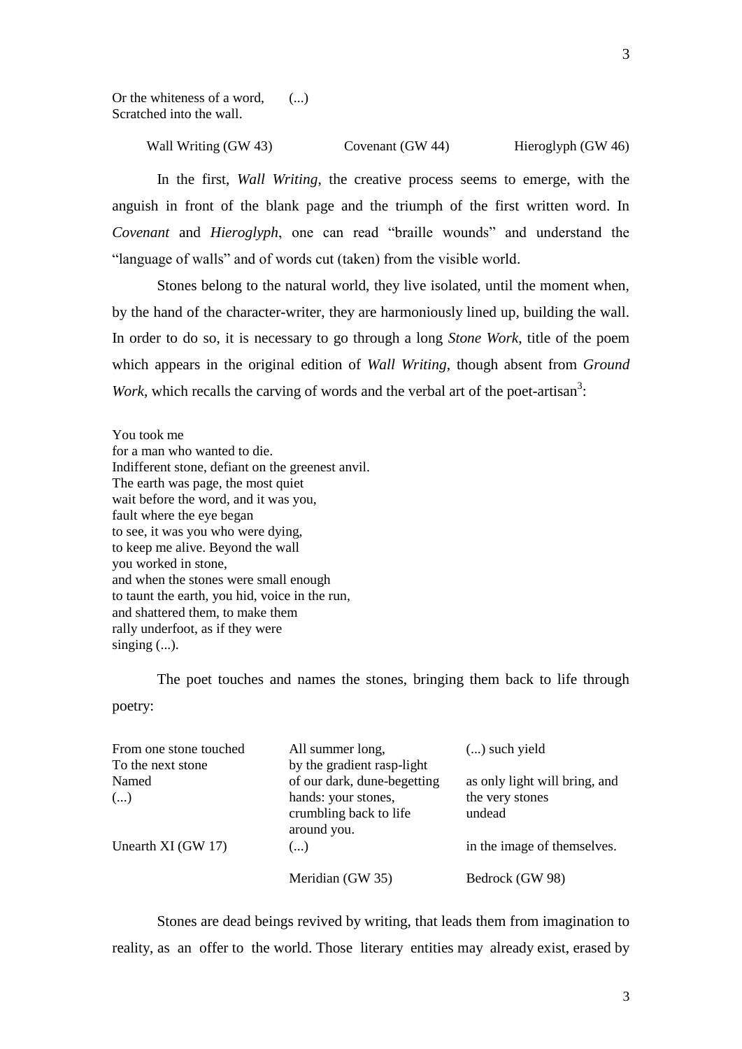Or the whiteness of a word, (...)
Scratched into the wall.

Wall Writing (GW 43) Covenant (GW 44) Hieroglyph (GW 46)

In the first, *Wall Writing*, the creative process seems to emerge, with the anguish in front of the blank page and the triumph of the first written word. In *Covenant* and *Hieroglyph*, one can read "braille wounds" and understand the "language of walls" and of words cut (taken) from the visible world.

Stones belong to the natural world, they live isolated, until the moment when, by the hand of the character-writer, they are harmoniously lined up, building the wall. In order to do so, it is necessary to go through a long *Stone Work*, title of the poem which appears in the original edition of *Wall Writing*, though absent from *Ground Work*, which recalls the carving of words and the verbal art of the poet-artisan[3]:

You took me
for a man who wanted to die.
Indifferent stone, defiant on the greenest anvil.
The earth was page, the most quiet
wait before the word, and it was you,
fault where the eye began
to see, it was you who were dying,
to keep me alive. Beyond the wall
you worked in stone,
and when the stones were small enough
to taunt the earth, you hid, voice in the run,
and shattered them, to make them
rally underfoot, as if they were
singing (...).

The poet touches and names the stones, bringing them back to life through poetry:

From one stone touched
To the next stone
Named
(...)

Unearth XI (GW 17)

All summer long,
by the gradient rasp-light
of our dark, dune-begetting
hands: your stones,
crumbling back to life
around you.
(...)

Meridian (GW 35)

(...) such yield

as only light will bring, and
the very stones
undead

in the image of themselves.

Bedrock (GW 98)

Stones are dead beings revived by writing, that leads them from imagination to reality, as an offer to the world. Those literary entities may already exist, erased by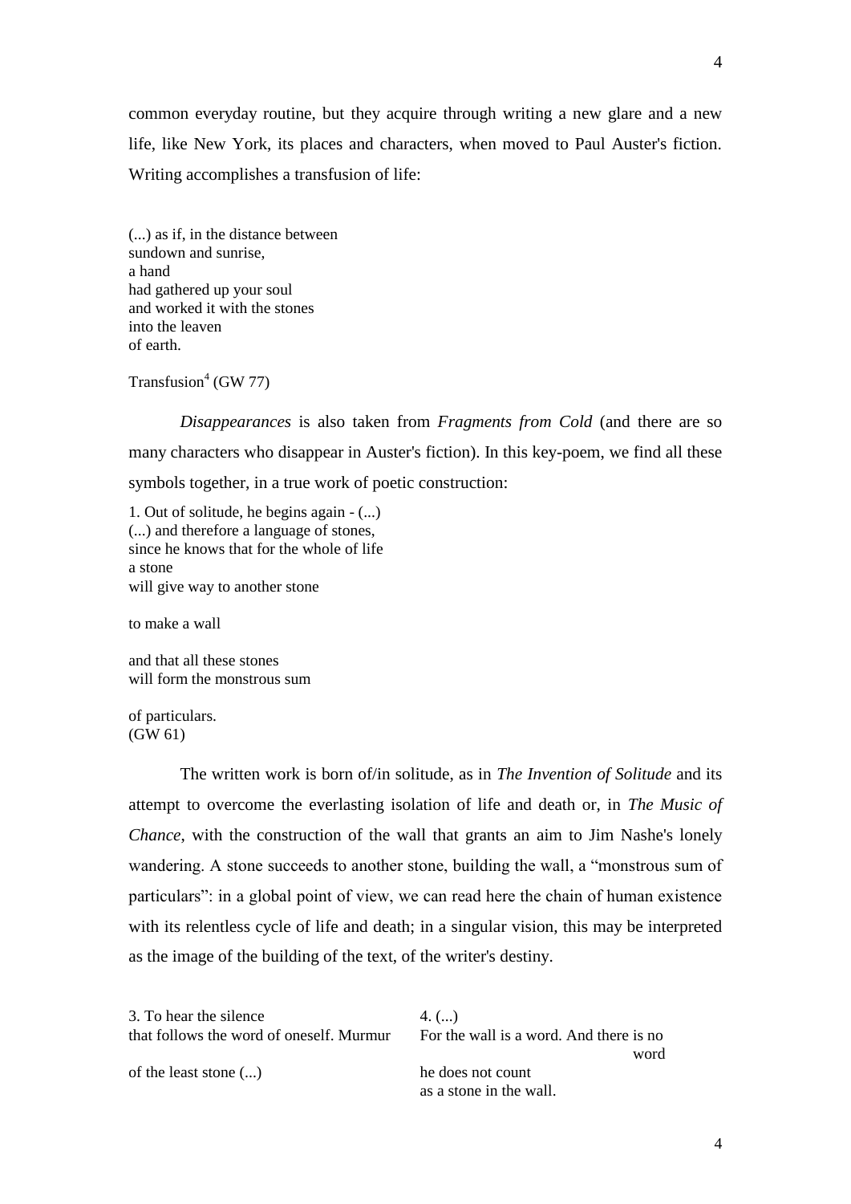common everyday routine, but they acquire through writing a new glare and a new life, like New York, its places and characters, when moved to Paul Auster's fiction. Writing accomplishes a transfusion of life:

(...) as if, in the distance between  
sundown and sunrise,  
a hand  
had gathered up your soul  
and worked it with the stones  
into the leaven  
of earth.

Transfusion[4] (GW 77)

*Disappearances* is also taken from *Fragments from Cold* (and there are so many characters who disappear in Auster's fiction). In this key-poem, we find all these symbols together, in a true work of poetic construction:

1. Out of solitude, he begins again - (...)  
(...) and therefore a language of stones,  
since he knows that for the whole of life  
a stone  
will give way to another stone

to make a wall

and that all these stones  
will form the monstrous sum

of particulars.  
(GW 61)

The written work is born of/in solitude, as in *The Invention of Solitude* and its attempt to overcome the everlasting isolation of life and death or, in *The Music of Chance*, with the construction of the wall that grants an aim to Jim Nashe's lonely wandering. A stone succeeds to another stone, building the wall, a "monstrous sum of particulars": in a global point of view, we can read here the chain of human existence with its relentless cycle of life and death; in a singular vision, this may be interpreted as the image of the building of the text, of the writer's destiny.

3. To hear the silence  
that follows the word of oneself. Murmur

of the least stone (...)

4. (...)  
For the wall is a word. And there is no  
word  
he does not count  
as a stone in the wall.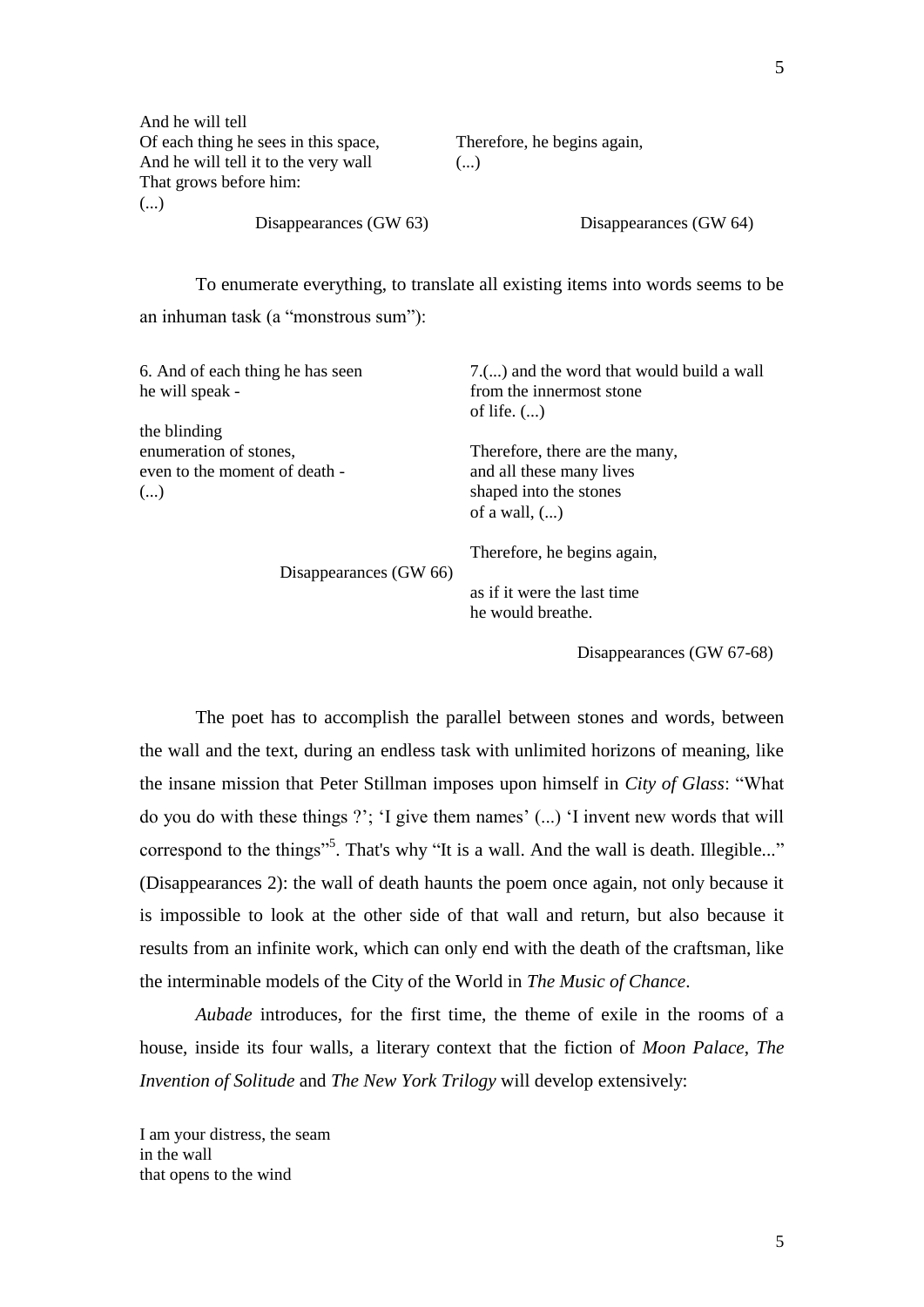And he will tell
Of each thing he sees in this space,
And he will tell it to the very wall
That grows before him:
(...)

Disappearances (GW 63)

Therefore, he begins again,
(...)

Disappearances (GW 64)

To enumerate everything, to translate all existing items into words seems to be an inhuman task (a "monstrous sum"):

6. And of each thing he has seen
he will speak -

the blinding
enumeration of stones,
even to the moment of death -
(...)

Disappearances (GW 66)

7.(...) and the word that would build a wall
from the innermost stone
of life. (...)

Therefore, there are the many,
and all these many lives
shaped into the stones
of a wall, (...)

Therefore, he begins again,

as if it were the last time
he would breathe.

Disappearances (GW 67-68)

The poet has to accomplish the parallel between stones and words, between the wall and the text, during an endless task with unlimited horizons of meaning, like the insane mission that Peter Stillman imposes upon himself in *City of Glass*: "What do you do with these things ?'; 'I give them names' (...) 'I invent new words that will correspond to the things"[5]. That's why "It is a wall. And the wall is death. Illegible..." (Disappearances 2): the wall of death haunts the poem once again, not only because it is impossible to look at the other side of that wall and return, but also because it results from an infinite work, which can only end with the death of the craftsman, like the interminable models of the City of the World in *The Music of Chance*.

*Aubade* introduces, for the first time, the theme of exile in the rooms of a house, inside its four walls, a literary context that the fiction of *Moon Palace*, *The Invention of Solitude* and *The New York Trilogy* will develop extensively:

I am your distress, the seam
in the wall
that opens to the wind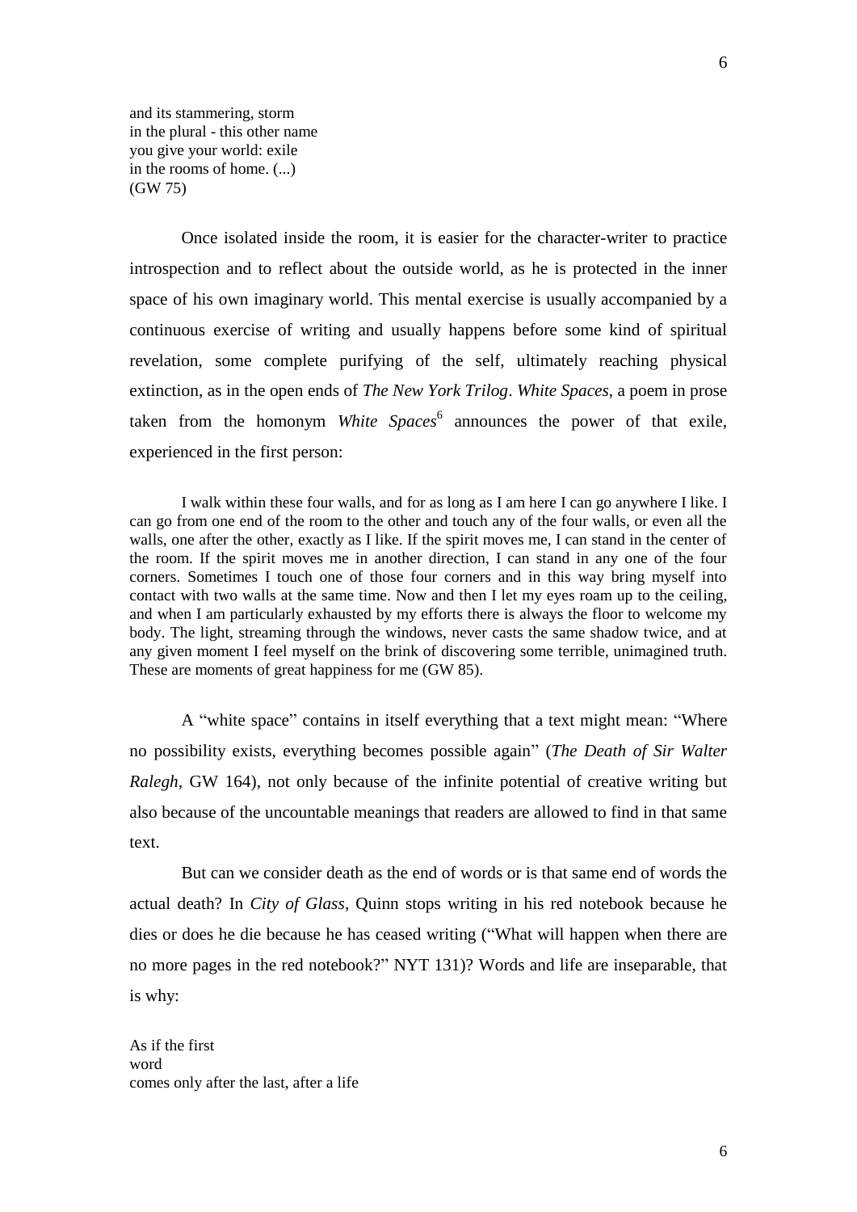and its stammering, storm  
in the plural - this other name  
you give your world: exile  
in the rooms of home. (...)  
(GW 75)

Once isolated inside the room, it is easier for the character-writer to practice introspection and to reflect about the outside world, as he is protected in the inner space of his own imaginary world. This mental exercise is usually accompanied by a continuous exercise of writing and usually happens before some kind of spiritual revelation, some complete purifying of the self, ultimately reaching physical extinction, as in the open ends of *The New York Trilog*. *White Spaces*, a poem in prose taken from the homonym *White Spaces*[6] announces the power of that exile, experienced in the first person:

> I walk within these four walls, and for as long as I am here I can go anywhere I like. I can go from one end of the room to the other and touch any of the four walls, or even all the walls, one after the other, exactly as I like. If the spirit moves me, I can stand in the center of the room. If the spirit moves me in another direction, I can stand in any one of the four corners. Sometimes I touch one of those four corners and in this way bring myself into contact with two walls at the same time. Now and then I let my eyes roam up to the ceiling, and when I am particularly exhausted by my efforts there is always the floor to welcome my body. The light, streaming through the windows, never casts the same shadow twice, and at any given moment I feel myself on the brink of discovering some terrible, unimagined truth. These are moments of great happiness for me (GW 85).

A "white space" contains in itself everything that a text might mean: "Where no possibility exists, everything becomes possible again" (*The Death of Sir Walter Ralegh*, GW 164), not only because of the infinite potential of creative writing but also because of the uncountable meanings that readers are allowed to find in that same text.

But can we consider death as the end of words or is that same end of words the actual death? In *City of Glass*, Quinn stops writing in his red notebook because he dies or does he die because he has ceased writing ("What will happen when there are no more pages in the red notebook?" NYT 131)? Words and life are inseparable, that is why:

As if the first  
word  
comes only after the last, after a life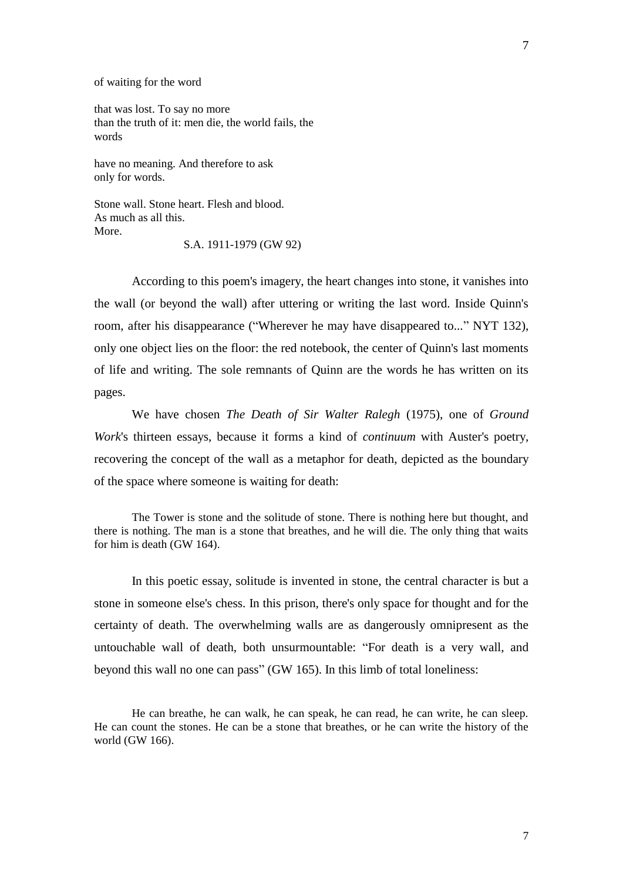of waiting for the word

that was lost. To say no more
than the truth of it: men die, the world fails, the
words

have no meaning. And therefore to ask
only for words.

Stone wall. Stone heart. Flesh and blood.
As much as all this.
More.

S.A. 1911-1979 (GW 92)

According to this poem's imagery, the heart changes into stone, it vanishes into the wall (or beyond the wall) after uttering or writing the last word. Inside Quinn's room, after his disappearance ("Wherever he may have disappeared to..." NYT 132), only one object lies on the floor: the red notebook, the center of Quinn's last moments of life and writing. The sole remnants of Quinn are the words he has written on its pages.

We have chosen *The Death of Sir Walter Ralegh* (1975), one of *Ground Work*'s thirteen essays, because it forms a kind of *continuum* with Auster's poetry, recovering the concept of the wall as a metaphor for death, depicted as the boundary of the space where someone is waiting for death:

> The Tower is stone and the solitude of stone. There is nothing here but thought, and there is nothing. The man is a stone that breathes, and he will die. The only thing that waits for him is death (GW 164).

In this poetic essay, solitude is invented in stone, the central character is but a stone in someone else's chess. In this prison, there's only space for thought and for the certainty of death. The overwhelming walls are as dangerously omnipresent as the untouchable wall of death, both unsurmountable: "For death is a very wall, and beyond this wall no one can pass" (GW 165). In this limb of total loneliness:

> He can breathe, he can walk, he can speak, he can read, he can write, he can sleep. He can count the stones. He can be a stone that breathes, or he can write the history of the world (GW 166).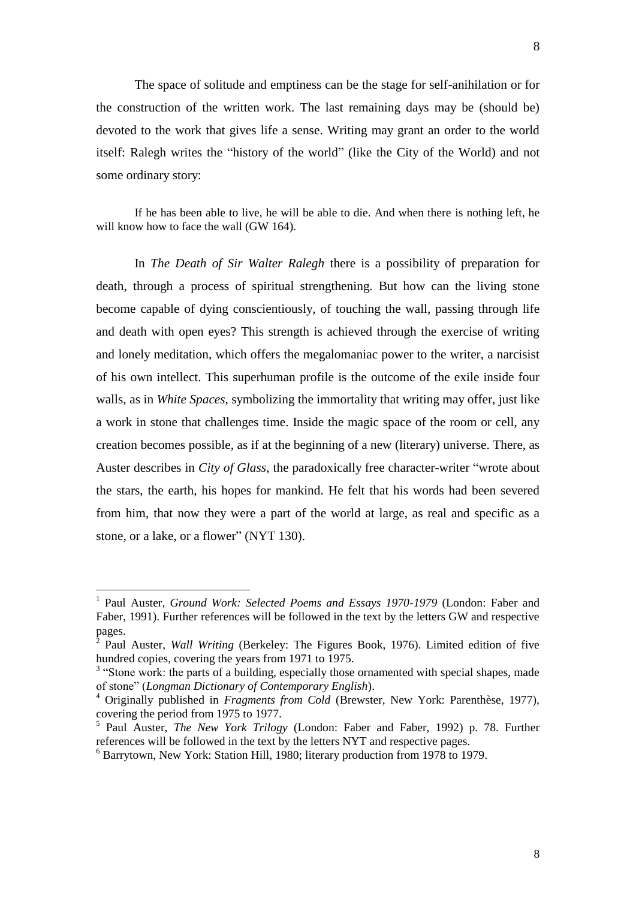The space of solitude and emptiness can be the stage for self-anihilation or for the construction of the written work. The last remaining days may be (should be) devoted to the work that gives life a sense. Writing may grant an order to the world itself: Ralegh writes the "history of the world" (like the City of the World) and not some ordinary story:

> If he has been able to live, he will be able to die. And when there is nothing left, he will know how to face the wall (GW 164).

In *The Death of Sir Walter Ralegh* there is a possibility of preparation for death, through a process of spiritual strengthening. But how can the living stone become capable of dying conscientiously, of touching the wall, passing through life and death with open eyes? This strength is achieved through the exercise of writing and lonely meditation, which offers the megalomaniac power to the writer, a narcisist of his own intellect. This superhuman profile is the outcome of the exile inside four walls, as in *White Spaces*, symbolizing the immortality that writing may offer, just like a work in stone that challenges time. Inside the magic space of the room or cell, any creation becomes possible, as if at the beginning of a new (literary) universe. There, as Auster describes in *City of Glass*, the paradoxically free character-writer "wrote about the stars, the earth, his hopes for mankind. He felt that his words had been severed from him, that now they were a part of the world at large, as real and specific as a stone, or a lake, or a flower" (NYT 130).

---

[1] Paul Auster, *Ground Work: Selected Poems and Essays 1970-1979* (London: Faber and Faber, 1991). Further references will be followed in the text by the letters GW and respective pages.

[2] Paul Auster, *Wall Writing* (Berkeley: The Figures Book, 1976). Limited edition of five hundred copies, covering the years from 1971 to 1975.

[3] "Stone work: the parts of a building, especially those ornamented with special shapes, made of stone" (*Longman Dictionary of Contemporary English*).

[4] Originally published in *Fragments from Cold* (Brewster, New York: Parenthèse, 1977), covering the period from 1975 to 1977.

[5] Paul Auster, *The New York Trilogy* (London: Faber and Faber, 1992) p. 78. Further references will be followed in the text by the letters NYT and respective pages.

[6] Barrytown, New York: Station Hill, 1980; literary production from 1978 to 1979.